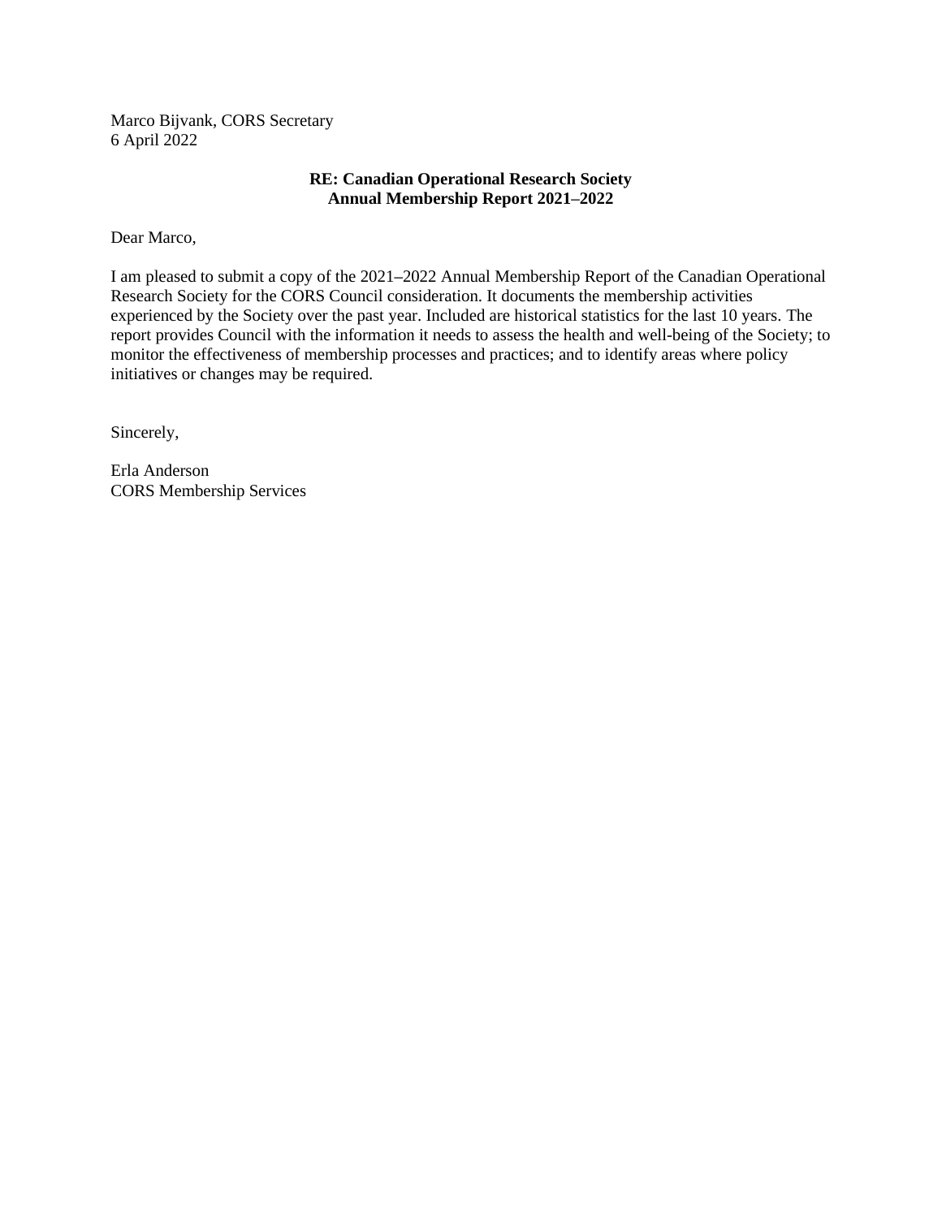Marco Bijvank, CORS Secretary
6 April 2022

**RE: Canadian Operational Research Society**
**Annual Membership Report 2021–2022**

Dear Marco,

I am pleased to submit a copy of the 2021–2022 Annual Membership Report of the Canadian Operational Research Society for the CORS Council consideration. It documents the membership activities experienced by the Society over the past year. Included are historical statistics for the last 10 years. The report provides Council with the information it needs to assess the health and well-being of the Society; to monitor the effectiveness of membership processes and practices; and to identify areas where policy initiatives or changes may be required.

Sincerely,

Erla Anderson
CORS Membership Services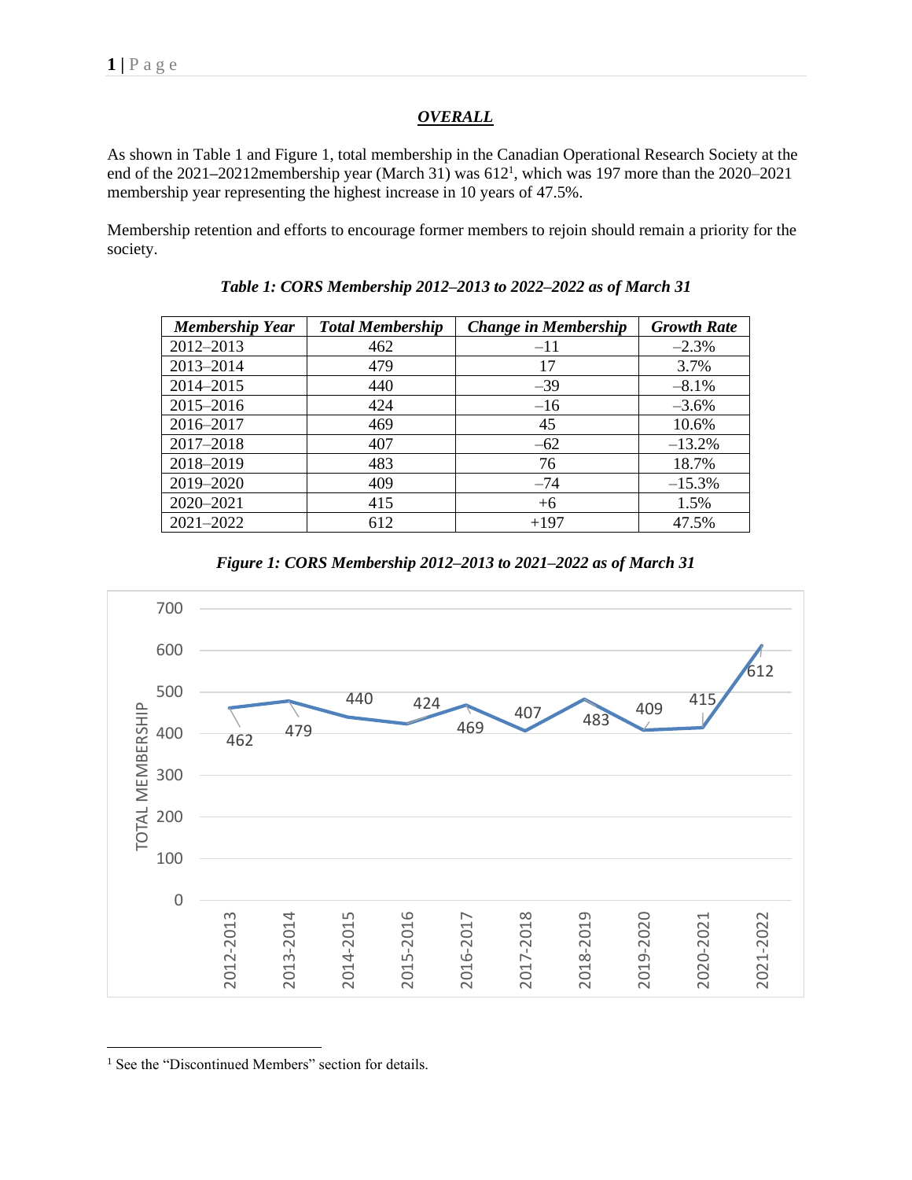## *OVERALL*

As shown in Table 1 and Figure 1, total membership in the Canadian Operational Research Society at the end of the 2021–20212membership year (March 31) was 612[1], which was 197 more than the 2020–2021 membership year representing the highest increase in 10 years of 47.5%.

Membership retention and efforts to encourage former members to rejoin should remain a priority for the society.

***Table 1: CORS Membership 2012–2013 to 2022–2022 as of March 31***

| *Membership Year* | *Total Membership* | *Change in Membership* | *Growth Rate* |
|---|---|---|---|
| 2012–2013 | 462 | –11 | –2.3% |
| 2013–2014 | 479 | 17 | 3.7% |
| 2014–2015 | 440 | –39 | –8.1% |
| 2015–2016 | 424 | –16 | –3.6% |
| 2016–2017 | 469 | 45 | 10.6% |
| 2017–2018 | 407 | –62 | –13.2% |
| 2018–2019 | 483 | 76 | 18.7% |
| 2019–2020 | 409 | –74 | –15.3% |
| 2020–2021 | 415 | +6 | 1.5% |
| 2021–2022 | 612 | +197 | 47.5% |

***Figure 1: CORS Membership 2012–2013 to 2021–2022 as of March 31***

| Membership Year | Total Membership |
|---|---|
| 2012-2013 | 462 |
| 2013-2014 | 479 |
| 2014-2015 | 440 |
| 2015-2016 | 424 |
| 2016-2017 | 469 |
| 2017-2018 | 407 |
| 2018-2019 | 483 |
| 2019-2020 | 409 |
| 2020-2021 | 415 |
| 2021-2022 | 612 |

[1] See the "Discontinued Members" section for details.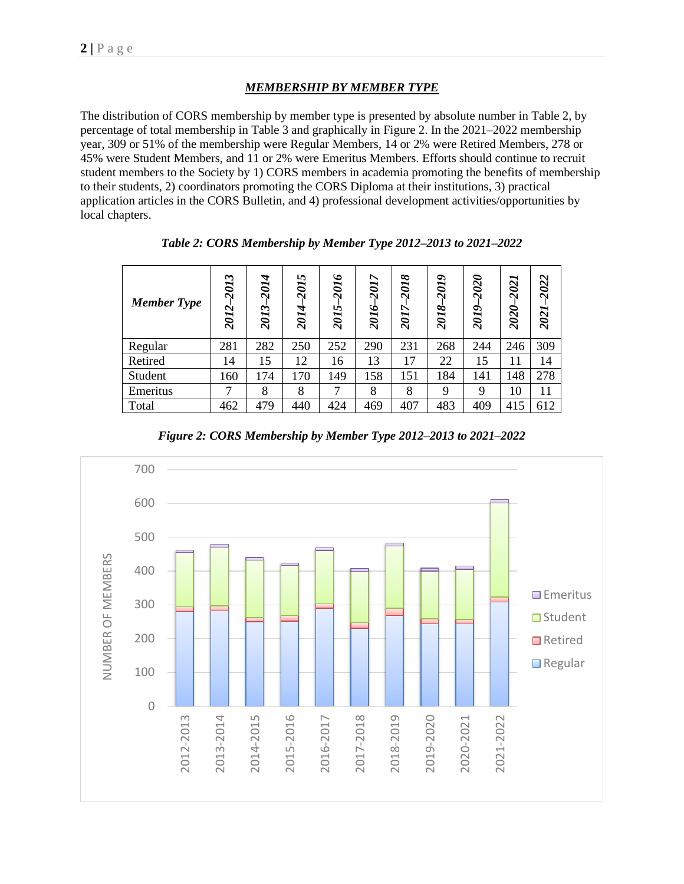## *MEMBERSHIP BY MEMBER TYPE*

The distribution of CORS membership by member type is presented by absolute number in Table 2, by percentage of total membership in Table 3 and graphically in Figure 2. In the 2021–2022 membership year, 309 or 51% of the membership were Regular Members, 14 or 2% were Retired Members, 278 or 45% were Student Members, and 11 or 2% were Emeritus Members. Efforts should continue to recruit student members to the Society by 1) CORS members in academia promoting the benefits of membership to their students, 2) coordinators promoting the CORS Diploma at their institutions, 3) practical application articles in the CORS Bulletin, and 4) professional development activities/opportunities by local chapters.

***Table 2: CORS Membership by Member Type 2012–2013 to 2021–2022***

| ***Member Type*** | ***2012–2013*** | ***2013–2014*** | ***2014–2015*** | ***2015–2016*** | ***2016–2017*** | ***2017–2018*** | ***2018–2019*** | ***2019–2020*** | ***2020–2021*** | ***2021–2022*** |
|---|---|---|---|---|---|---|---|---|---|---|
| Regular | 281 | 282 | 250 | 252 | 290 | 231 | 268 | 244 | 246 | 309 |
| Retired | 14 | 15 | 12 | 16 | 13 | 17 | 22 | 15 | 11 | 14 |
| Student | 160 | 174 | 170 | 149 | 158 | 151 | 184 | 141 | 148 | 278 |
| Emeritus | 7 | 8 | 8 | 7 | 8 | 8 | 9 | 9 | 10 | 11 |
| Total | 462 | 479 | 440 | 424 | 469 | 407 | 483 | 409 | 415 | 612 |

***Figure 2: CORS Membership by Member Type 2012–2013 to 2021–2022***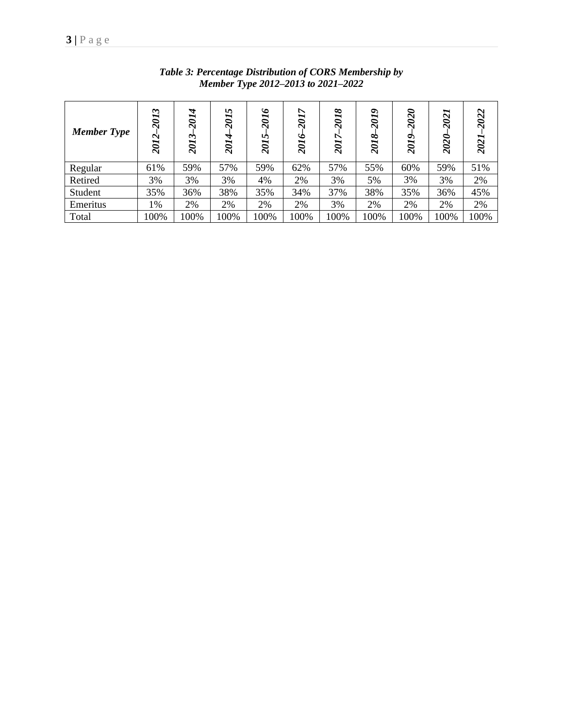***Table 3: Percentage Distribution of CORS Membership by Member Type 2012–2013 to 2021–2022***

| ***Member Type*** | ***2012–2013*** | ***2013–2014*** | ***2014–2015*** | ***2015–2016*** | ***2016–2017*** | ***2017–2018*** | ***2018–2019*** | ***2019–2020*** | ***2020–2021*** | ***2021–2022*** |
|---|---|---|---|---|---|---|---|---|---|---|
| Regular | 61% | 59% | 57% | 59% | 62% | 57% | 55% | 60% | 59% | 51% |
| Retired | 3% | 3% | 3% | 4% | 2% | 3% | 5% | 3% | 3% | 2% |
| Student | 35% | 36% | 38% | 35% | 34% | 37% | 38% | 35% | 36% | 45% |
| Emeritus | 1% | 2% | 2% | 2% | 2% | 3% | 2% | 2% | 2% | 2% |
| Total | 100% | 100% | 100% | 100% | 100% | 100% | 100% | 100% | 100% | 100% |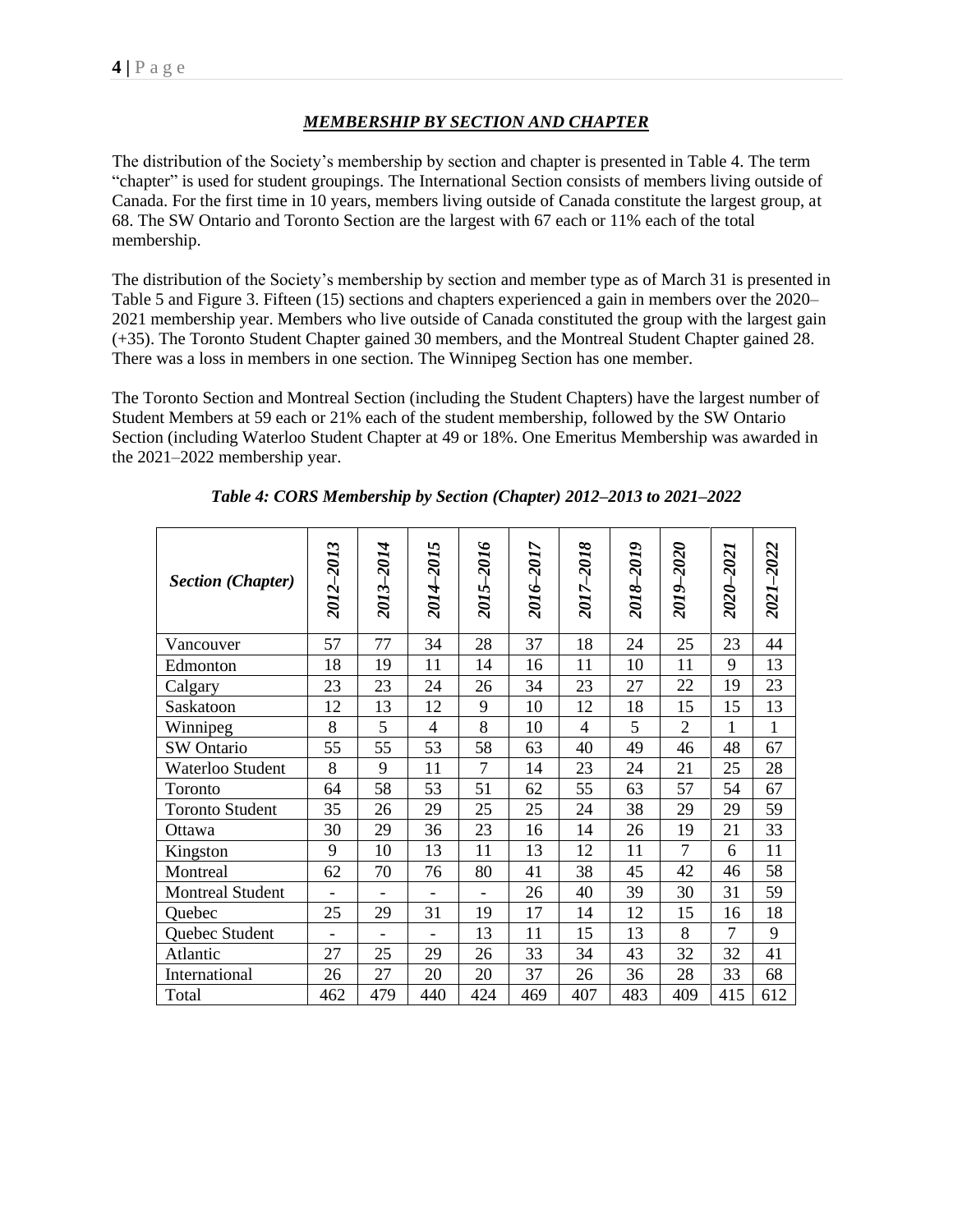## *MEMBERSHIP BY SECTION AND CHAPTER*

The distribution of the Society's membership by section and chapter is presented in Table 4. The term "chapter" is used for student groupings. The International Section consists of members living outside of Canada. For the first time in 10 years, members living outside of Canada constitute the largest group, at 68. The SW Ontario and Toronto Section are the largest with 67 each or 11% each of the total membership.

The distribution of the Society's membership by section and member type as of March 31 is presented in Table 5 and Figure 3. Fifteen (15) sections and chapters experienced a gain in members over the 2020–2021 membership year. Members who live outside of Canada constituted the group with the largest gain (+35). The Toronto Student Chapter gained 30 members, and the Montreal Student Chapter gained 28. There was a loss in members in one section. The Winnipeg Section has one member.

The Toronto Section and Montreal Section (including the Student Chapters) have the largest number of Student Members at 59 each or 21% each of the student membership, followed by the SW Ontario Section (including Waterloo Student Chapter at 49 or 18%. One Emeritus Membership was awarded in the 2021–2022 membership year.

***Table 4: CORS Membership by Section (Chapter) 2012–2013 to 2021–2022***

| *Section (Chapter)* | *2012–2013* | *2013–2014* | *2014–2015* | *2015–2016* | *2016–2017* | *2017–2018* | *2018–2019* | *2019–2020* | *2020–2021* | *2021–2022* |
|---|---|---|---|---|---|---|---|---|---|---|
| Vancouver | 57 | 77 | 34 | 28 | 37 | 18 | 24 | 25 | 23 | 44 |
| Edmonton | 18 | 19 | 11 | 14 | 16 | 11 | 10 | 11 | 9 | 13 |
| Calgary | 23 | 23 | 24 | 26 | 34 | 23 | 27 | 22 | 19 | 23 |
| Saskatoon | 12 | 13 | 12 | 9 | 10 | 12 | 18 | 15 | 15 | 13 |
| Winnipeg | 8 | 5 | 4 | 8 | 10 | 4 | 5 | 2 | 1 | 1 |
| SW Ontario | 55 | 55 | 53 | 58 | 63 | 40 | 49 | 46 | 48 | 67 |
| Waterloo Student | 8 | 9 | 11 | 7 | 14 | 23 | 24 | 21 | 25 | 28 |
| Toronto | 64 | 58 | 53 | 51 | 62 | 55 | 63 | 57 | 54 | 67 |
| Toronto Student | 35 | 26 | 29 | 25 | 25 | 24 | 38 | 29 | 29 | 59 |
| Ottawa | 30 | 29 | 36 | 23 | 16 | 14 | 26 | 19 | 21 | 33 |
| Kingston | 9 | 10 | 13 | 11 | 13 | 12 | 11 | 7 | 6 | 11 |
| Montreal | 62 | 70 | 76 | 80 | 41 | 38 | 45 | 42 | 46 | 58 |
| Montreal Student | - | - | - | - | 26 | 40 | 39 | 30 | 31 | 59 |
| Quebec | 25 | 29 | 31 | 19 | 17 | 14 | 12 | 15 | 16 | 18 |
| Quebec Student | - | - | - | 13 | 11 | 15 | 13 | 8 | 7 | 9 |
| Atlantic | 27 | 25 | 29 | 26 | 33 | 34 | 43 | 32 | 32 | 41 |
| International | 26 | 27 | 20 | 20 | 37 | 26 | 36 | 28 | 33 | 68 |
| Total | 462 | 479 | 440 | 424 | 469 | 407 | 483 | 409 | 415 | 612 |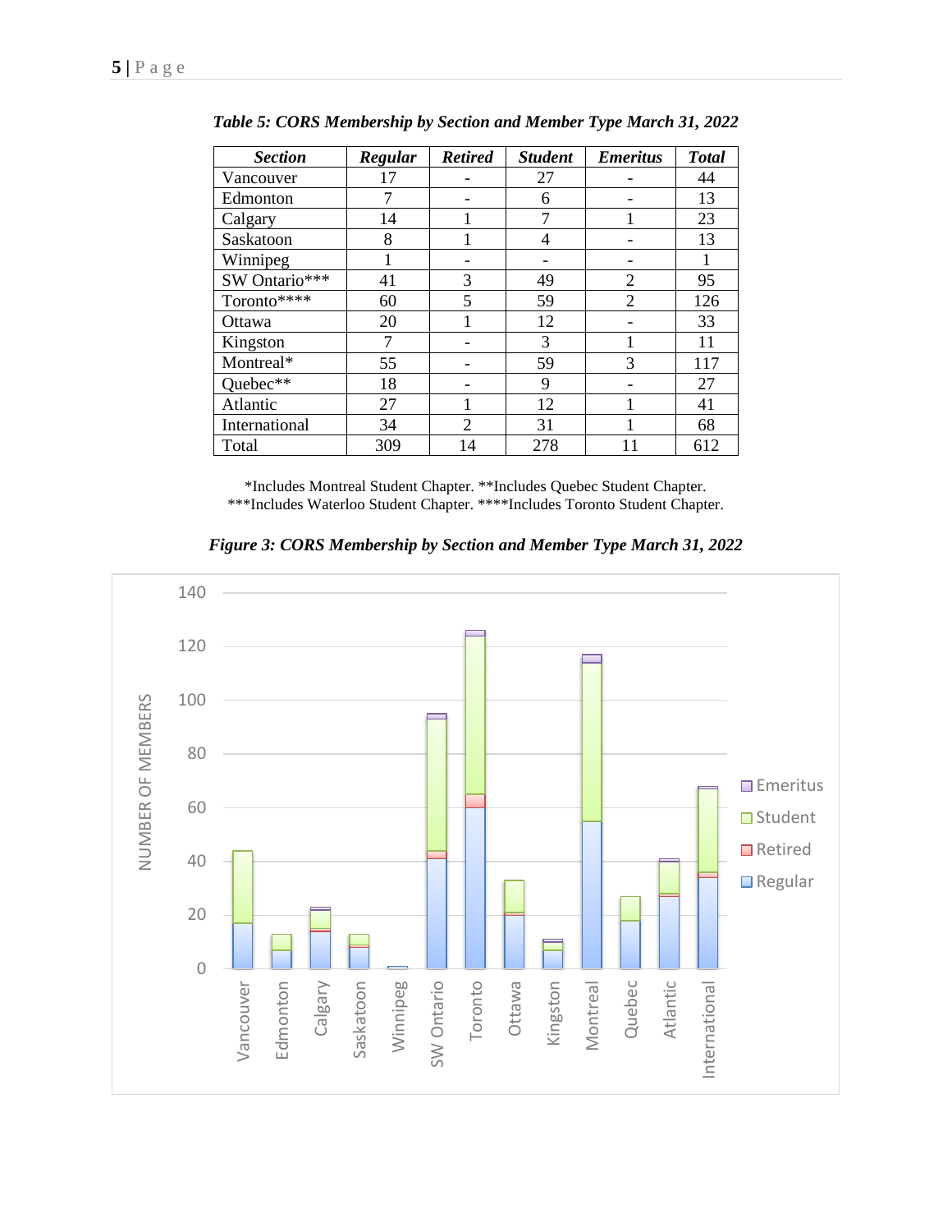*Table 5: CORS Membership by Section and Member Type March 31, 2022*

| Section | Regular | Retired | Student | Emeritus | Total |
|---|---|---|---|---|---|
| Vancouver | 17 | - | 27 | - | 44 |
| Edmonton | 7 | - | 6 | - | 13 |
| Calgary | 14 | 1 | 7 | 1 | 23 |
| Saskatoon | 8 | 1 | 4 | - | 13 |
| Winnipeg | 1 | - | - | - | 1 |
| SW Ontario*** | 41 | 3 | 49 | 2 | 95 |
| Toronto**** | 60 | 5 | 59 | 2 | 126 |
| Ottawa | 20 | 1 | 12 | - | 33 |
| Kingston | 7 | - | 3 | 1 | 11 |
| Montreal* | 55 | - | 59 | 3 | 117 |
| Quebec** | 18 | - | 9 | - | 27 |
| Atlantic | 27 | 1 | 12 | 1 | 41 |
| International | 34 | 2 | 31 | 1 | 68 |
| Total | 309 | 14 | 278 | 11 | 612 |

*Includes Montreal Student Chapter. **Includes Quebec Student Chapter.
***Includes Waterloo Student Chapter. ****Includes Toronto Student Chapter.

*Figure 3: CORS Membership by Section and Member Type March 31, 2022*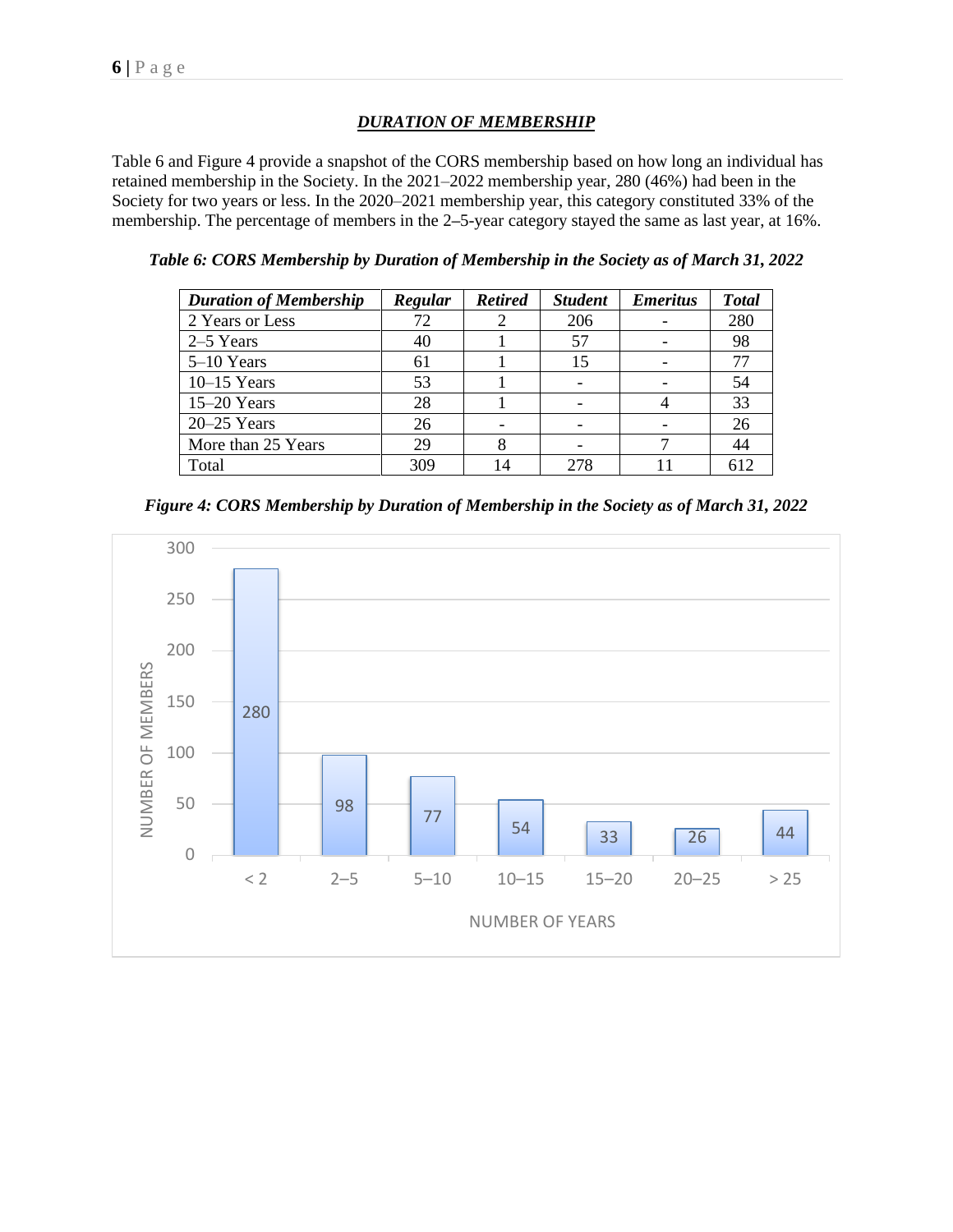## ***DURATION OF MEMBERSHIP***

Table 6 and Figure 4 provide a snapshot of the CORS membership based on how long an individual has retained membership in the Society. In the 2021–2022 membership year, 280 (46%) had been in the Society for two years or less. In the 2020–2021 membership year, this category constituted 33% of the membership. The percentage of members in the 2–5-year category stayed the same as last year, at 16%.

***Table 6: CORS Membership by Duration of Membership in the Society as of March 31, 2022***

| *Duration of Membership* | *Regular* | *Retired* | *Student* | *Emeritus* | *Total* |
|---|---|---|---|---|---|
| 2 Years or Less | 72 | 2 | 206 | - | 280 |
| 2–5 Years | 40 | 1 | 57 | - | 98 |
| 5–10 Years | 61 | 1 | 15 | - | 77 |
| 10–15 Years | 53 | 1 | - | - | 54 |
| 15–20 Years | 28 | 1 | - | 4 | 33 |
| 20–25 Years | 26 | - | - | - | 26 |
| More than 25 Years | 29 | 8 | - | 7 | 44 |
| Total | 309 | 14 | 278 | 11 | 612 |

***Figure 4: CORS Membership by Duration of Membership in the Society as of March 31, 2022***

| NUMBER OF YEARS | NUMBER OF MEMBERS |
|---|---|
| < 2 | 280 |
| 2–5 | 98 |
| 5–10 | 77 |
| 10–15 | 54 |
| 15–20 | 33 |
| 20–25 | 26 |
| > 25 | 44 |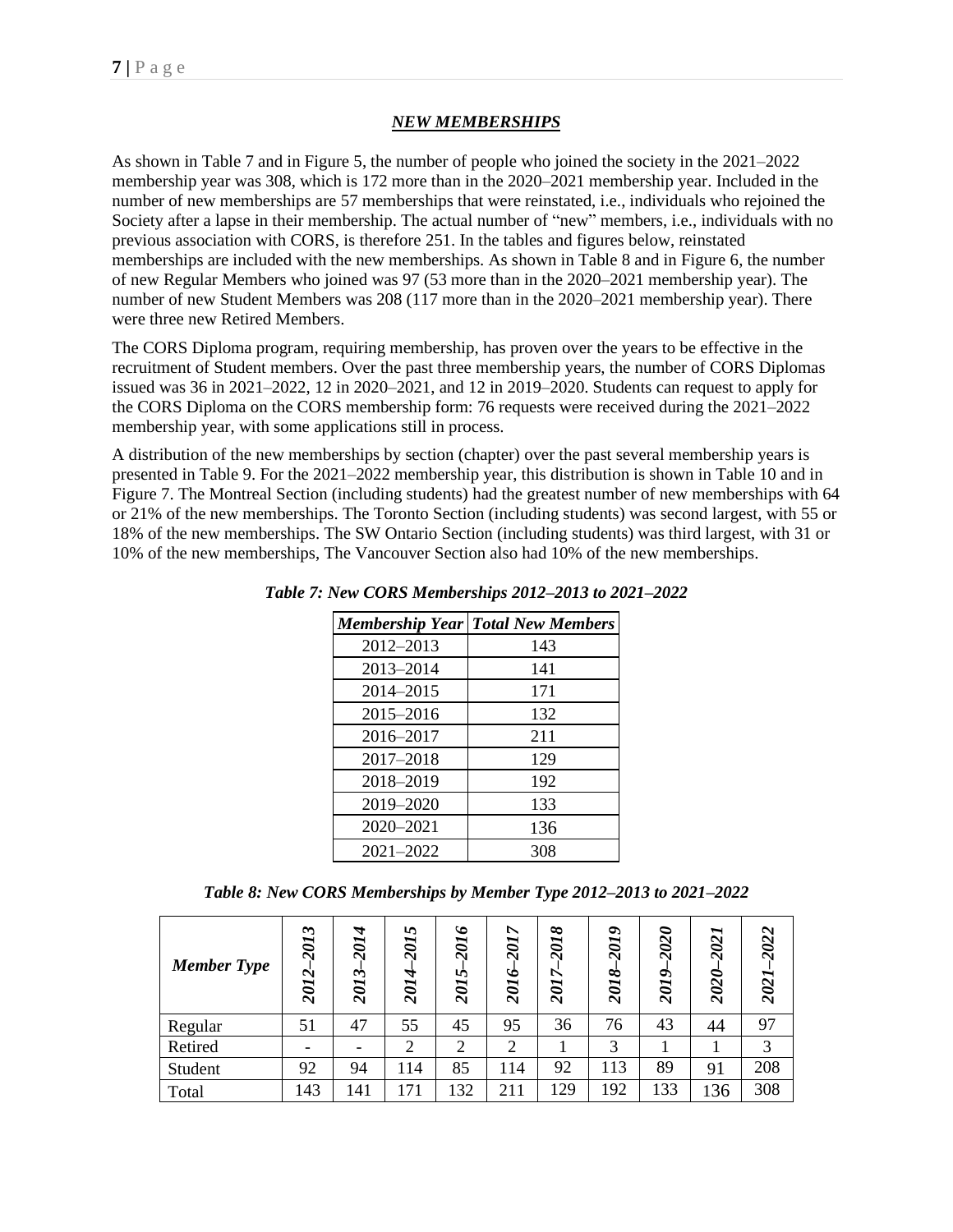## *NEW MEMBERSHIPS*

As shown in Table 7 and in Figure 5, the number of people who joined the society in the 2021–2022 membership year was 308, which is 172 more than in the 2020–2021 membership year. Included in the number of new memberships are 57 memberships that were reinstated, i.e., individuals who rejoined the Society after a lapse in their membership. The actual number of "new" members, i.e., individuals with no previous association with CORS, is therefore 251. In the tables and figures below, reinstated memberships are included with the new memberships. As shown in Table 8 and in Figure 6, the number of new Regular Members who joined was 97 (53 more than in the 2020–2021 membership year). The number of new Student Members was 208 (117 more than in the 2020–2021 membership year). There were three new Retired Members.

The CORS Diploma program, requiring membership, has proven over the years to be effective in the recruitment of Student members. Over the past three membership years, the number of CORS Diplomas issued was 36 in 2021–2022, 12 in 2020–2021, and 12 in 2019–2020. Students can request to apply for the CORS Diploma on the CORS membership form: 76 requests were received during the 2021–2022 membership year, with some applications still in process.

A distribution of the new memberships by section (chapter) over the past several membership years is presented in Table 9. For the 2021–2022 membership year, this distribution is shown in Table 10 and in Figure 7. The Montreal Section (including students) had the greatest number of new memberships with 64 or 21% of the new memberships. The Toronto Section (including students) was second largest, with 55 or 18% of the new memberships. The SW Ontario Section (including students) was third largest, with 31 or 10% of the new memberships, The Vancouver Section also had 10% of the new memberships.

***Table 7: New CORS Memberships 2012–2013 to 2021–2022***

| *Membership Year* | *Total New Members* |
|---|---|
| 2012–2013 | 143 |
| 2013–2014 | 141 |
| 2014–2015 | 171 |
| 2015–2016 | 132 |
| 2016–2017 | 211 |
| 2017–2018 | 129 |
| 2018–2019 | 192 |
| 2019–2020 | 133 |
| 2020–2021 | 136 |
| 2021–2022 | 308 |

***Table 8: New CORS Memberships by Member Type 2012–2013 to 2021–2022***

| *Member Type* | *2012–2013* | *2013–2014* | *2014–2015* | *2015–2016* | *2016–2017* | *2017–2018* | *2018–2019* | *2019–2020* | *2020–2021* | *2021–2022* |
|---|---|---|---|---|---|---|---|---|---|---|
| Regular | 51 | 47 | 55 | 45 | 95 | 36 | 76 | 43 | 44 | 97 |
| Retired | - | - | 2 | 2 | 2 | 1 | 3 | 1 | 1 | 3 |
| Student | 92 | 94 | 114 | 85 | 114 | 92 | 113 | 89 | 91 | 208 |
| Total | 143 | 141 | 171 | 132 | 211 | 129 | 192 | 133 | 136 | 308 |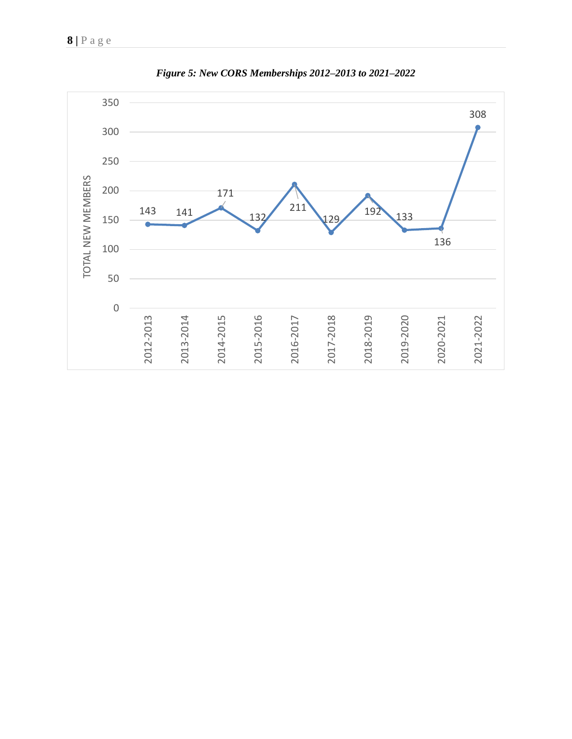*Figure 5: New CORS Memberships 2012–2013 to 2021–2022*

| Year | Total New Members |
|---|---|
| 2012-2013 | 143 |
| 2013-2014 | 141 |
| 2014-2015 | 171 |
| 2015-2016 | 132 |
| 2016-2017 | 211 |
| 2017-2018 | 129 |
| 2018-2019 | 192 |
| 2019-2020 | 133 |
| 2020-2021 | 136 |
| 2021-2022 | 308 |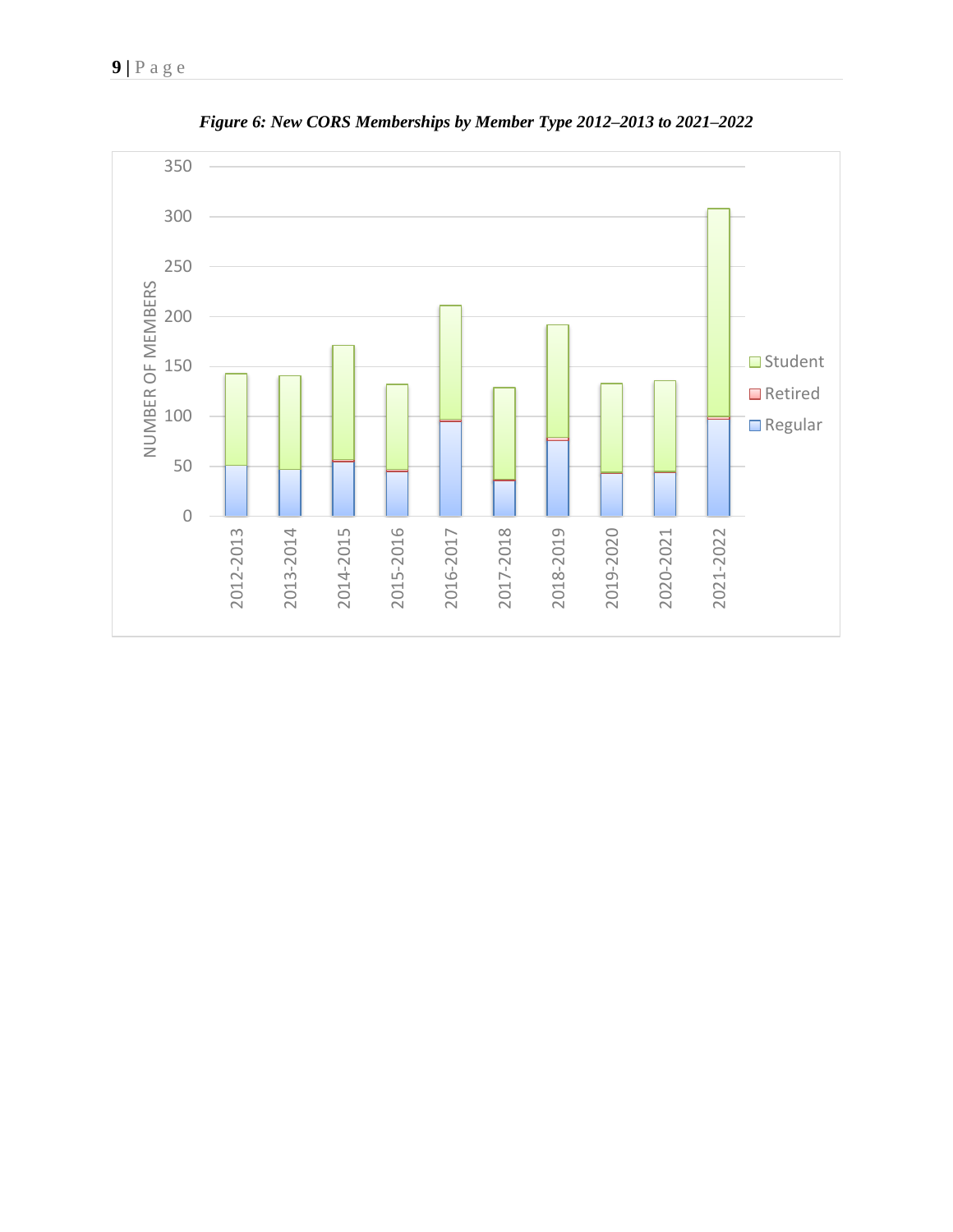*Figure 6: New CORS Memberships by Member Type 2012–2013 to 2021–2022*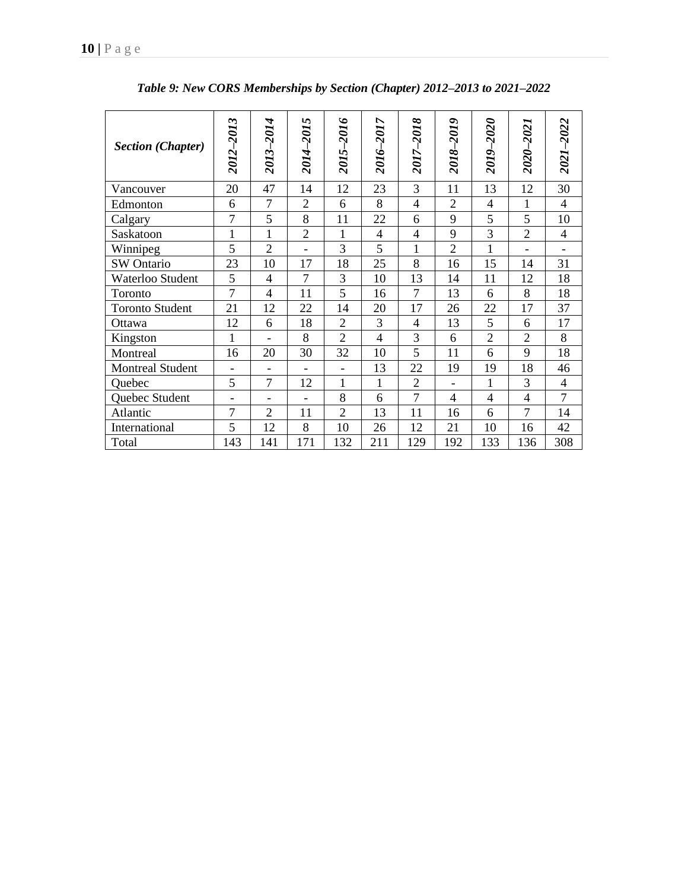*Table 9: New CORS Memberships by Section (Chapter) 2012–2013 to 2021–2022*

| *Section (Chapter)* | *2012–2013* | *2013–2014* | *2014–2015* | *2015–2016* | *2016–2017* | *2017–2018* | *2018–2019* | *2019–2020* | *2020–2021* | *2021–2022* |
|---|---|---|---|---|---|---|---|---|---|---|
| Vancouver | 20 | 47 | 14 | 12 | 23 | 3 | 11 | 13 | 12 | 30 |
| Edmonton | 6 | 7 | 2 | 6 | 8 | 4 | 2 | 4 | 1 | 4 |
| Calgary | 7 | 5 | 8 | 11 | 22 | 6 | 9 | 5 | 5 | 10 |
| Saskatoon | 1 | 1 | 2 | 1 | 4 | 4 | 9 | 3 | 2 | 4 |
| Winnipeg | 5 | 2 | - | 3 | 5 | 1 | 2 | 1 | - | - |
| SW Ontario | 23 | 10 | 17 | 18 | 25 | 8 | 16 | 15 | 14 | 31 |
| Waterloo Student | 5 | 4 | 7 | 3 | 10 | 13 | 14 | 11 | 12 | 18 |
| Toronto | 7 | 4 | 11 | 5 | 16 | 7 | 13 | 6 | 8 | 18 |
| Toronto Student | 21 | 12 | 22 | 14 | 20 | 17 | 26 | 22 | 17 | 37 |
| Ottawa | 12 | 6 | 18 | 2 | 3 | 4 | 13 | 5 | 6 | 17 |
| Kingston | 1 | - | 8 | 2 | 4 | 3 | 6 | 2 | 2 | 8 |
| Montreal | 16 | 20 | 30 | 32 | 10 | 5 | 11 | 6 | 9 | 18 |
| Montreal Student | - | - | - | - | 13 | 22 | 19 | 19 | 18 | 46 |
| Quebec | 5 | 7 | 12 | 1 | 1 | 2 | - | 1 | 3 | 4 |
| Quebec Student | - | - | - | 8 | 6 | 7 | 4 | 4 | 4 | 7 |
| Atlantic | 7 | 2 | 11 | 2 | 13 | 11 | 16 | 6 | 7 | 14 |
| International | 5 | 12 | 8 | 10 | 26 | 12 | 21 | 10 | 16 | 42 |
| Total | 143 | 141 | 171 | 132 | 211 | 129 | 192 | 133 | 136 | 308 |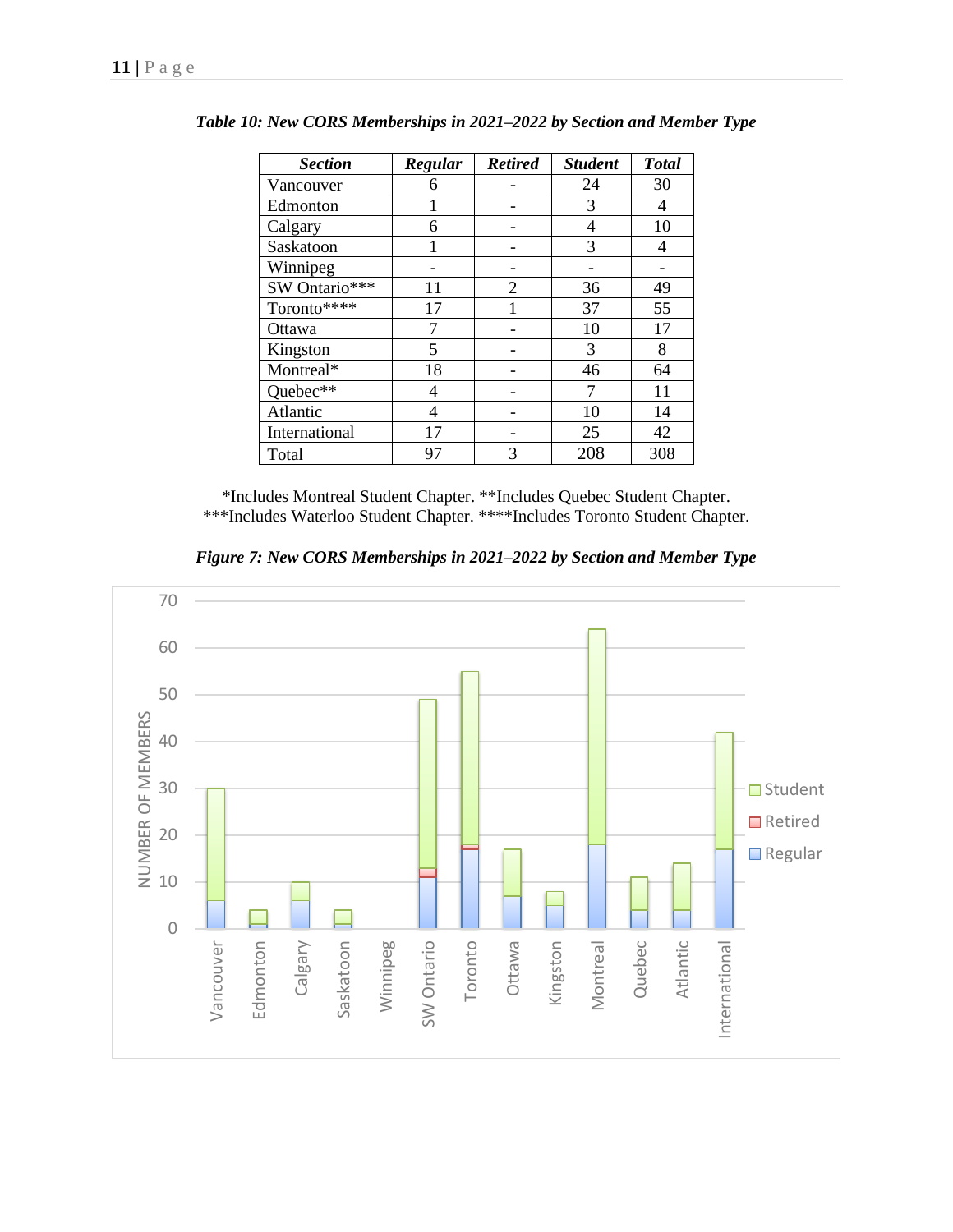*Table 10: New CORS Memberships in 2021–2022 by Section and Member Type*

| ***Section*** | ***Regular*** | ***Retired*** | ***Student*** | ***Total*** |
|---|---|---|---|---|
| Vancouver | 6 | - | 24 | 30 |
| Edmonton | 1 | - | 3 | 4 |
| Calgary | 6 | - | 4 | 10 |
| Saskatoon | 1 | - | 3 | 4 |
| Winnipeg | - | - | - | - |
| SW Ontario*** | 11 | 2 | 36 | 49 |
| Toronto**** | 17 | 1 | 37 | 55 |
| Ottawa | 7 | - | 10 | 17 |
| Kingston | 5 | - | 3 | 8 |
| Montreal* | 18 | - | 46 | 64 |
| Quebec** | 4 | - | 7 | 11 |
| Atlantic | 4 | - | 10 | 14 |
| International | 17 | - | 25 | 42 |
| Total | 97 | 3 | 208 | 308 |

*Includes Montreal Student Chapter. **Includes Quebec Student Chapter.
***Includes Waterloo Student Chapter. ****Includes Toronto Student Chapter.

*Figure 7: New CORS Memberships in 2021–2022 by Section and Member Type*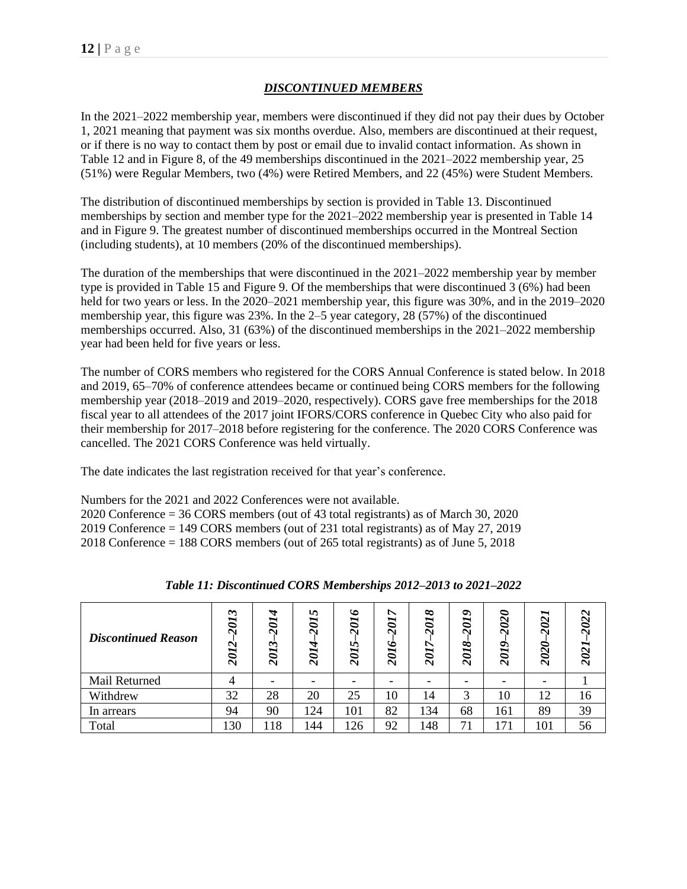## ***DISCONTINUED MEMBERS***

In the 2021–2022 membership year, members were discontinued if they did not pay their dues by October 1, 2021 meaning that payment was six months overdue. Also, members are discontinued at their request, or if there is no way to contact them by post or email due to invalid contact information. As shown in Table 12 and in Figure 8, of the 49 memberships discontinued in the 2021–2022 membership year, 25 (51%) were Regular Members, two (4%) were Retired Members, and 22 (45%) were Student Members.

The distribution of discontinued memberships by section is provided in Table 13. Discontinued memberships by section and member type for the 2021–2022 membership year is presented in Table 14 and in Figure 9. The greatest number of discontinued memberships occurred in the Montreal Section (including students), at 10 members (20% of the discontinued memberships).

The duration of the memberships that were discontinued in the 2021–2022 membership year by member type is provided in Table 15 and Figure 9. Of the memberships that were discontinued 3 (6%) had been held for two years or less. In the 2020–2021 membership year, this figure was 30%, and in the 2019–2020 membership year, this figure was 23%. In the 2–5 year category, 28 (57%) of the discontinued memberships occurred. Also, 31 (63%) of the discontinued memberships in the 2021–2022 membership year had been held for five years or less.

The number of CORS members who registered for the CORS Annual Conference is stated below. In 2018 and 2019, 65–70% of conference attendees became or continued being CORS members for the following membership year (2018–2019 and 2019–2020, respectively). CORS gave free memberships for the 2018 fiscal year to all attendees of the 2017 joint IFORS/CORS conference in Quebec City who also paid for their membership for 2017–2018 before registering for the conference. The 2020 CORS Conference was cancelled. The 2021 CORS Conference was held virtually.

The date indicates the last registration received for that year's conference.

Numbers for the 2021 and 2022 Conferences were not available.
2020 Conference = 36 CORS members (out of 43 total registrants) as of March 30, 2020
2019 Conference = 149 CORS members (out of 231 total registrants) as of May 27, 2019
2018 Conference = 188 CORS members (out of 265 total registrants) as of June 5, 2018

***Table 11: Discontinued CORS Memberships 2012–2013 to 2021–2022***

| ***Discontinued Reason*** | ***2012–2013*** | ***2013–2014*** | ***2014–2015*** | ***2015–2016*** | ***2016–2017*** | ***2017–2018*** | ***2018–2019*** | ***2019–2020*** | ***2020–2021*** | ***2021–2022*** |
|---|---|---|---|---|---|---|---|---|---|---|
| Mail Returned | 4 | - | - | - | - | - | - | - | - | 1 |
| Withdrew | 32 | 28 | 20 | 25 | 10 | 14 | 3 | 10 | 12 | 16 |
| In arrears | 94 | 90 | 124 | 101 | 82 | 134 | 68 | 161 | 89 | 39 |
| Total | 130 | 118 | 144 | 126 | 92 | 148 | 71 | 171 | 101 | 56 |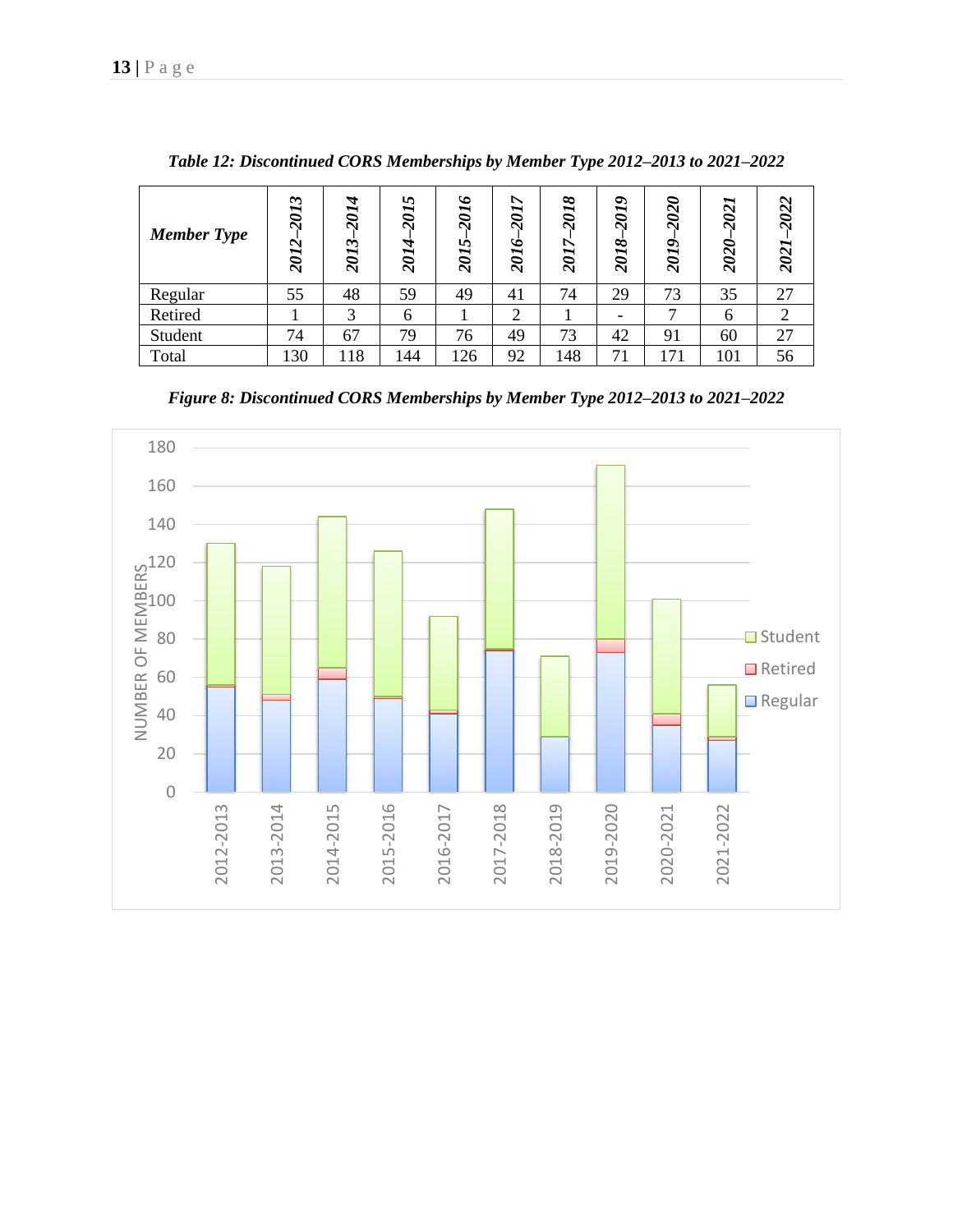*Table 12: Discontinued CORS Memberships by Member Type 2012–2013 to 2021–2022*

| *Member Type* | *2012–2013* | *2013–2014* | *2014–2015* | *2015–2016* | *2016–2017* | *2017–2018* | *2018–2019* | *2019–2020* | *2020–2021* | *2021–2022* |
|---|---|---|---|---|---|---|---|---|---|---|
| Regular | 55 | 48 | 59 | 49 | 41 | 74 | 29 | 73 | 35 | 27 |
| Retired | 1 | 3 | 6 | 1 | 2 | 1 | - | 7 | 6 | 2 |
| Student | 74 | 67 | 79 | 76 | 49 | 73 | 42 | 91 | 60 | 27 |
| Total | 130 | 118 | 144 | 126 | 92 | 148 | 71 | 171 | 101 | 56 |

*Figure 8: Discontinued CORS Memberships by Member Type 2012–2013 to 2021–2022*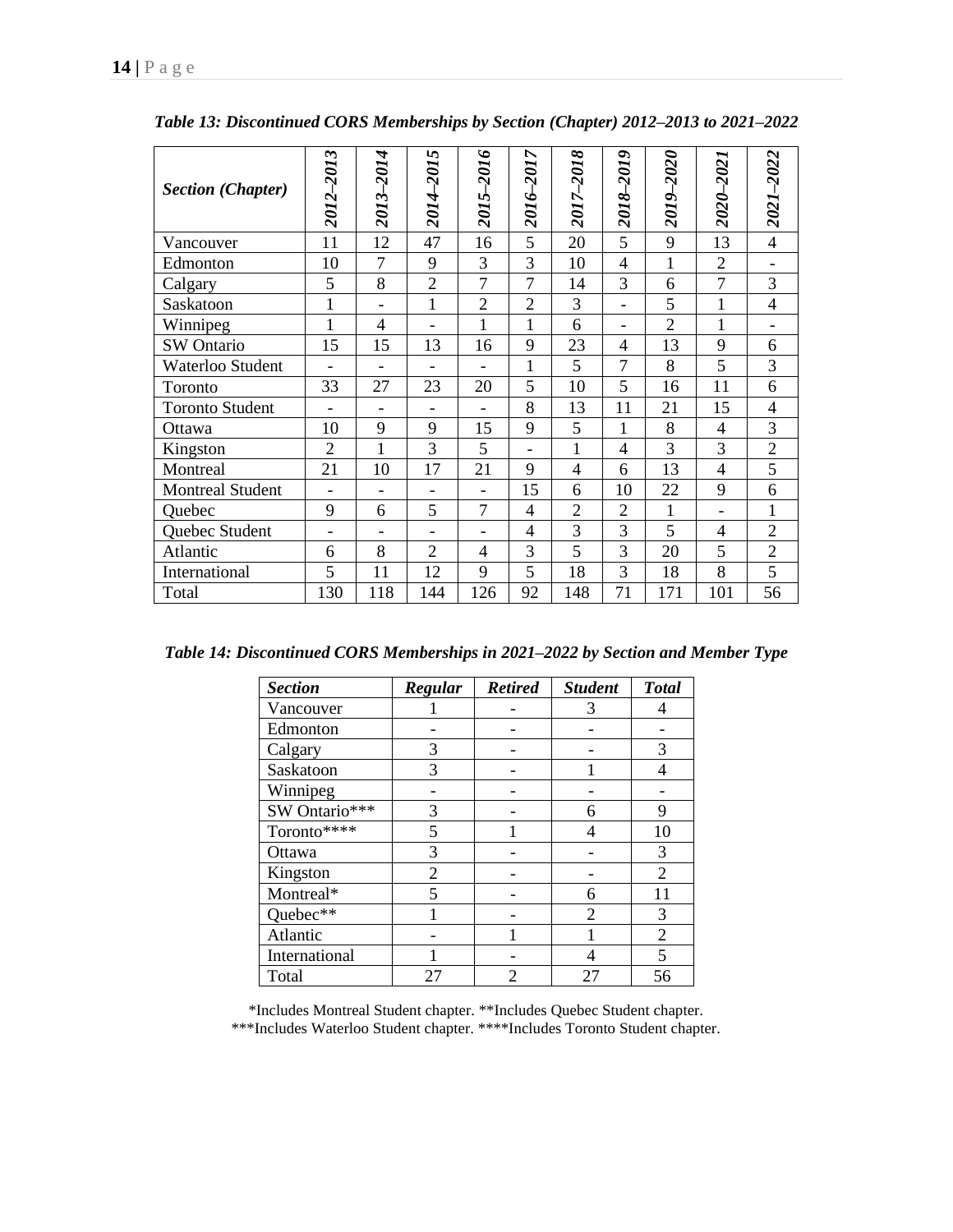*Table 13: Discontinued CORS Memberships by Section (Chapter) 2012–2013 to 2021–2022*

| *Section (Chapter)* | *2012–2013* | *2013–2014* | *2014–2015* | *2015–2016* | *2016–2017* | *2017–2018* | *2018–2019* | *2019–2020* | *2020–2021* | *2021–2022* |
|---|---|---|---|---|---|---|---|---|---|---|
| Vancouver | 11 | 12 | 47 | 16 | 5 | 20 | 5 | 9 | 13 | 4 |
| Edmonton | 10 | 7 | 9 | 3 | 3 | 10 | 4 | 1 | 2 | - |
| Calgary | 5 | 8 | 2 | 7 | 7 | 14 | 3 | 6 | 7 | 3 |
| Saskatoon | 1 | - | 1 | 2 | 2 | 3 | - | 5 | 1 | 4 |
| Winnipeg | 1 | 4 | - | 1 | 1 | 6 | - | 2 | 1 | - |
| SW Ontario | 15 | 15 | 13 | 16 | 9 | 23 | 4 | 13 | 9 | 6 |
| Waterloo Student | - | - | - | - | 1 | 5 | 7 | 8 | 5 | 3 |
| Toronto | 33 | 27 | 23 | 20 | 5 | 10 | 5 | 16 | 11 | 6 |
| Toronto Student | - | - | - | - | 8 | 13 | 11 | 21 | 15 | 4 |
| Ottawa | 10 | 9 | 9 | 15 | 9 | 5 | 1 | 8 | 4 | 3 |
| Kingston | 2 | 1 | 3 | 5 | - | 1 | 4 | 3 | 3 | 2 |
| Montreal | 21 | 10 | 17 | 21 | 9 | 4 | 6 | 13 | 4 | 5 |
| Montreal Student | - | - | - | - | 15 | 6 | 10 | 22 | 9 | 6 |
| Quebec | 9 | 6 | 5 | 7 | 4 | 2 | 2 | 1 | - | 1 |
| Quebec Student | - | - | - | - | 4 | 3 | 3 | 5 | 4 | 2 |
| Atlantic | 6 | 8 | 2 | 4 | 3 | 5 | 3 | 20 | 5 | 2 |
| International | 5 | 11 | 12 | 9 | 5 | 18 | 3 | 18 | 8 | 5 |
| Total | 130 | 118 | 144 | 126 | 92 | 148 | 71 | 171 | 101 | 56 |

*Table 14: Discontinued CORS Memberships in 2021–2022 by Section and Member Type*

| *Section* | *Regular* | *Retired* | *Student* | *Total* |
|---|---|---|---|---|
| Vancouver | 1 | - | 3 | 4 |
| Edmonton | - | - | - | - |
| Calgary | 3 | - | - | 3 |
| Saskatoon | 3 | - | 1 | 4 |
| Winnipeg | - | - | - | - |
| SW Ontario*** | 3 | - | 6 | 9 |
| Toronto**** | 5 | 1 | 4 | 10 |
| Ottawa | 3 | - | - | 3 |
| Kingston | 2 | - | - | 2 |
| Montreal* | 5 | - | 6 | 11 |
| Quebec** | 1 | - | 2 | 3 |
| Atlantic | - | 1 | 1 | 2 |
| International | 1 | - | 4 | 5 |
| Total | 27 | 2 | 27 | 56 |

*Includes Montreal Student chapter. **Includes Quebec Student chapter.
***Includes Waterloo Student chapter. ****Includes Toronto Student chapter.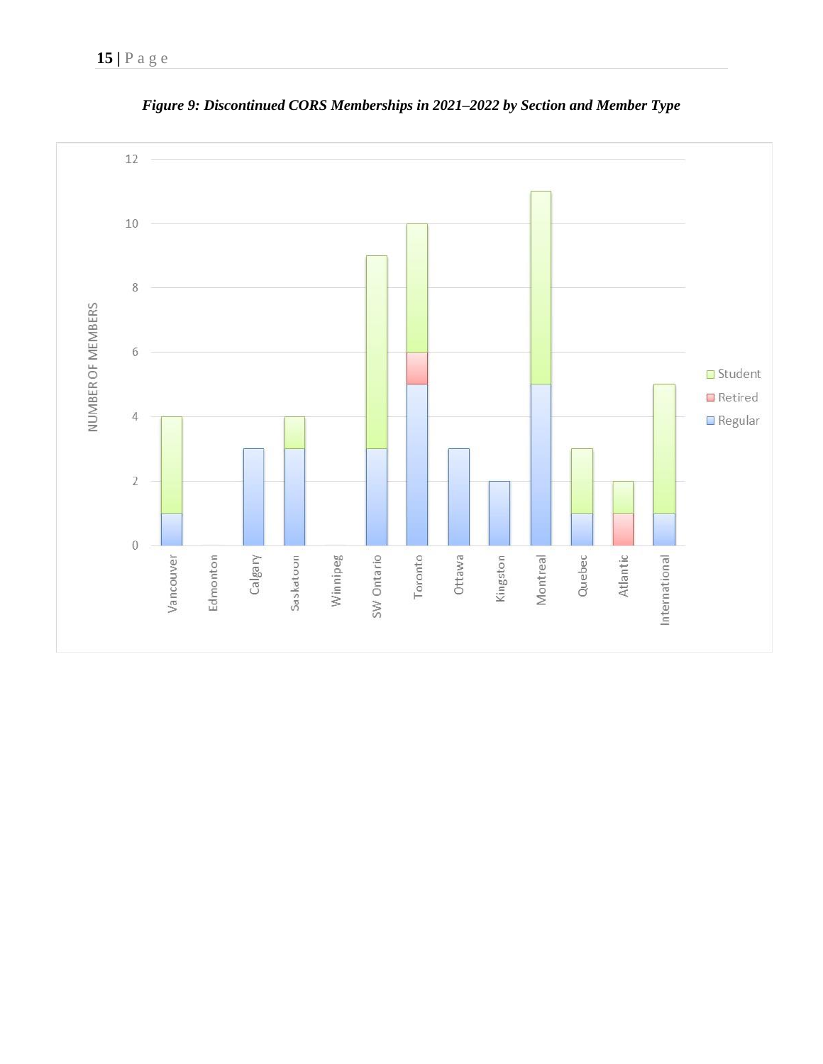*Figure 9: Discontinued CORS Memberships in 2021–2022 by Section and Member Type*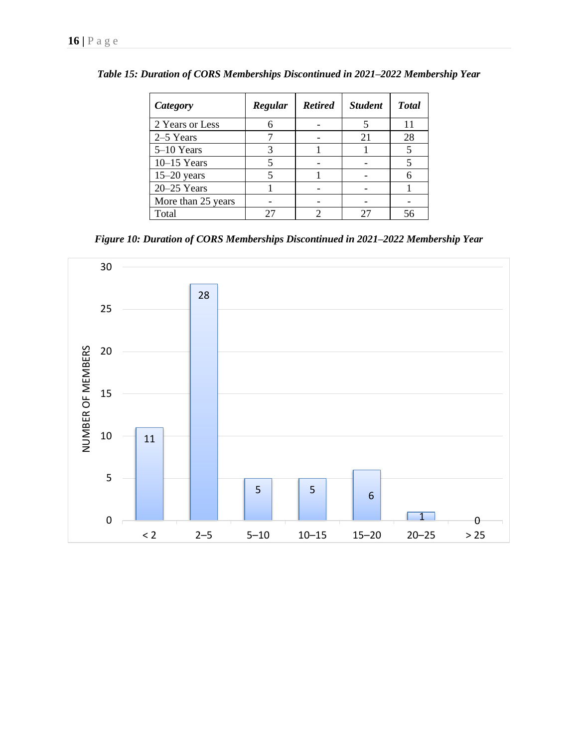*Table 15: Duration of CORS Memberships Discontinued in 2021–2022 Membership Year*

| *Category* | *Regular* | *Retired* | *Student* | *Total* |
|---|---|---|---|---|
| 2 Years or Less | 6 | - | 5 | 11 |
| 2–5 Years | 7 | - | 21 | 28 |
| 5–10 Years | 3 | 1 | 1 | 5 |
| 10–15 Years | 5 | - | - | 5 |
| 15–20 years | 5 | 1 | - | 6 |
| 20–25 Years | 1 | - | - | 1 |
| More than 25 years | - | - | - | - |
| Total | 27 | 2 | 27 | 56 |

*Figure 10: Duration of CORS Memberships Discontinued in 2021–2022 Membership Year*

| Duration | Number of Members |
|---|---|
| < 2 | 11 |
| 2–5 | 28 |
| 5–10 | 5 |
| 10–15 | 5 |
| 15–20 | 6 |
| 20–25 | 1 |
| > 25 | 0 |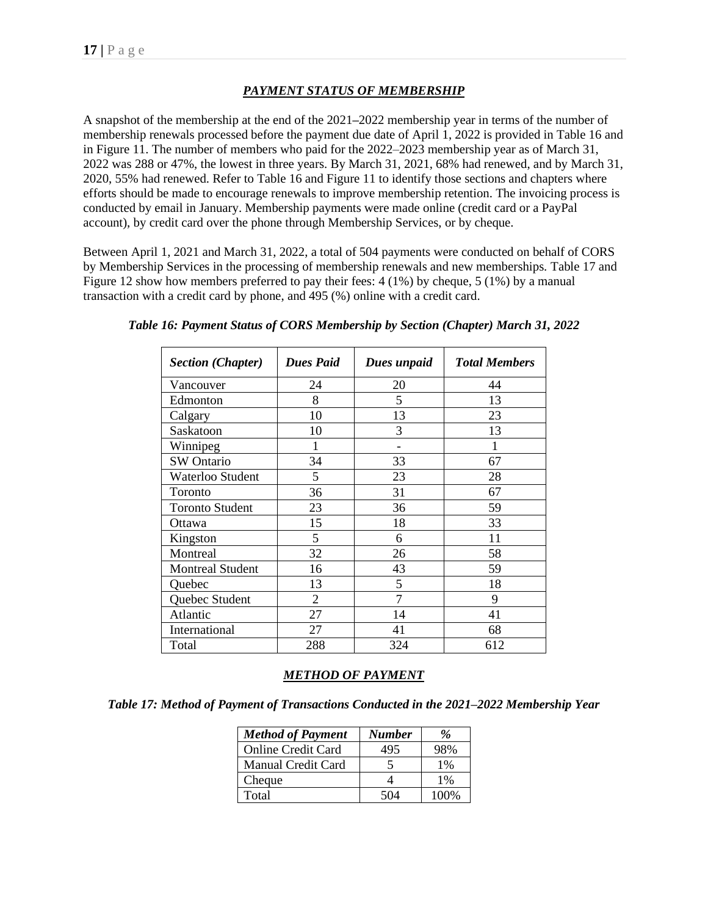## ***PAYMENT STATUS OF MEMBERSHIP***

A snapshot of the membership at the end of the 2021–2022 membership year in terms of the number of membership renewals processed before the payment due date of April 1, 2022 is provided in Table 16 and in Figure 11. The number of members who paid for the 2022–2023 membership year as of March 31, 2022 was 288 or 47%, the lowest in three years. By March 31, 2021, 68% had renewed, and by March 31, 2020, 55% had renewed. Refer to Table 16 and Figure 11 to identify those sections and chapters where efforts should be made to encourage renewals to improve membership retention. The invoicing process is conducted by email in January. Membership payments were made online (credit card or a PayPal account), by credit card over the phone through Membership Services, or by cheque.

Between April 1, 2021 and March 31, 2022, a total of 504 payments were conducted on behalf of CORS by Membership Services in the processing of membership renewals and new memberships. Table 17 and Figure 12 show how members preferred to pay their fees: 4 (1%) by cheque, 5 (1%) by a manual transaction with a credit card by phone, and 495 (%) online with a credit card.

***Table 16: Payment Status of CORS Membership by Section (Chapter) March 31, 2022***

| *Section (Chapter)* | *Dues Paid* | *Dues unpaid* | *Total Members* |
|---|---|---|---|
| Vancouver | 24 | 20 | 44 |
| Edmonton | 8 | 5 | 13 |
| Calgary | 10 | 13 | 23 |
| Saskatoon | 10 | 3 | 13 |
| Winnipeg | 1 | - | 1 |
| SW Ontario | 34 | 33 | 67 |
| Waterloo Student | 5 | 23 | 28 |
| Toronto | 36 | 31 | 67 |
| Toronto Student | 23 | 36 | 59 |
| Ottawa | 15 | 18 | 33 |
| Kingston | 5 | 6 | 11 |
| Montreal | 32 | 26 | 58 |
| Montreal Student | 16 | 43 | 59 |
| Quebec | 13 | 5 | 18 |
| Quebec Student | 2 | 7 | 9 |
| Atlantic | 27 | 14 | 41 |
| International | 27 | 41 | 68 |
| Total | 288 | 324 | 612 |

## ***METHOD OF PAYMENT***

***Table 17: Method of Payment of Transactions Conducted in the 2021–2022 Membership Year***

| *Method of Payment* | *Number* | *%* |
|---|---|---|
| Online Credit Card | 495 | 98% |
| Manual Credit Card | 5 | 1% |
| Cheque | 4 | 1% |
| Total | 504 | 100% |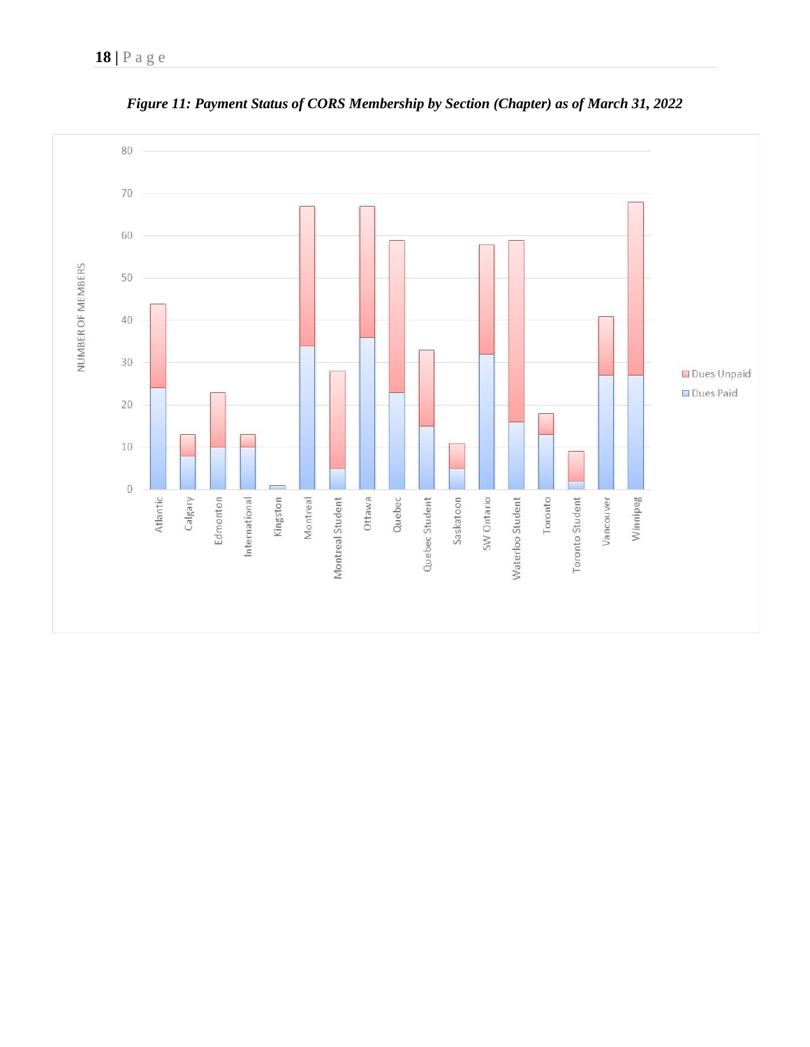*Figure 11: Payment Status of CORS Membership by Section (Chapter) as of March 31, 2022*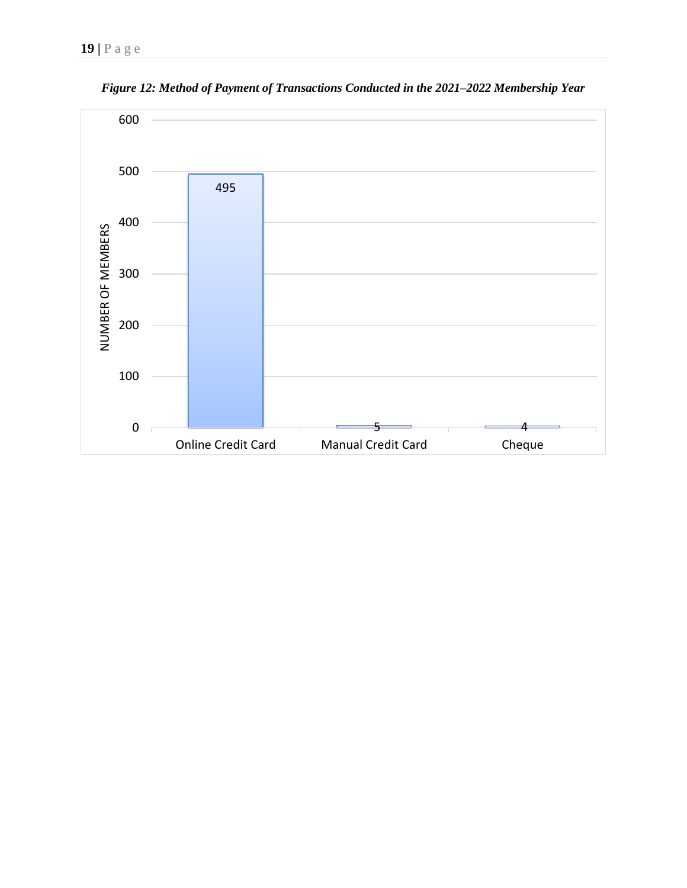*Figure 12: Method of Payment of Transactions Conducted in the 2021–2022 Membership Year*

600
500
400
300
200
100
0

NUMBER OF MEMBERS

495
5
4

Online Credit Card
Manual Credit Card
Cheque